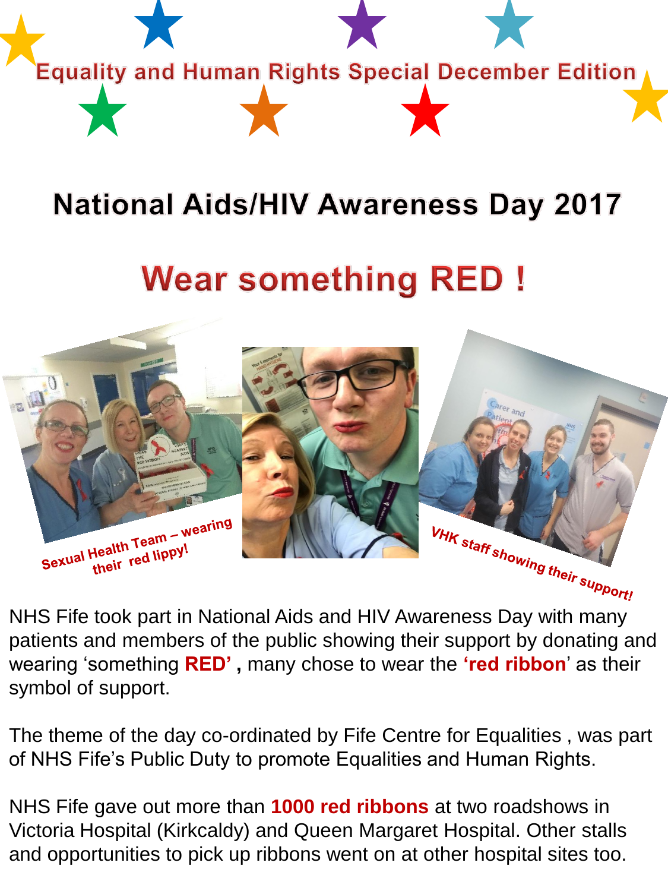# Equality and Human Rights Special December Edition

## National Aids/HIV Awareness Day 2017

## Wear something RED !

Sexual Health Team – wearing their red lippy!

VHK staff showing their support!

NHS Fife took part in National Aids and HIV Awareness Day with many patients and members of the public showing their support by donating and wearing 'something **RED'** **,** many chose to wear the **'red ribbon'** as their symbol of support.

The theme of the day co-ordinated by Fife Centre for Equalities , was part of NHS Fife's Public Duty to promote Equalities and Human Rights.

NHS Fife gave out more than **1000 red ribbons** at two roadshows in Victoria Hospital (Kirkcaldy) and Queen Margaret Hospital. Other stalls and opportunities to pick up ribbons went on at other hospital sites too.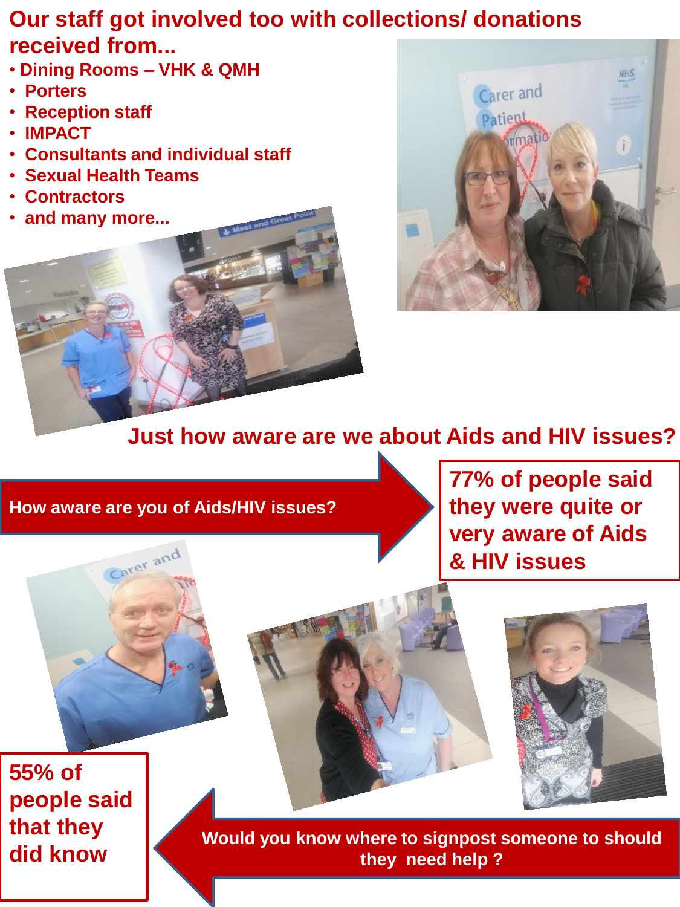## Our staff got involved too with collections/ donations received from...

- Dining Rooms – VHK & QMH
- Porters
- Reception staff
- IMPACT
- Consultants and individual staff
- Sexual Health Teams
- Contractors
- and many more...

## Just how aware are we about Aids and HIV issues?

**How aware are you of Aids/HIV issues?**

**77% of people said they were quite or very aware of Aids & HIV issues**

**Would you know where to signpost someone to should they need help ?**

**55% of people said that they did know**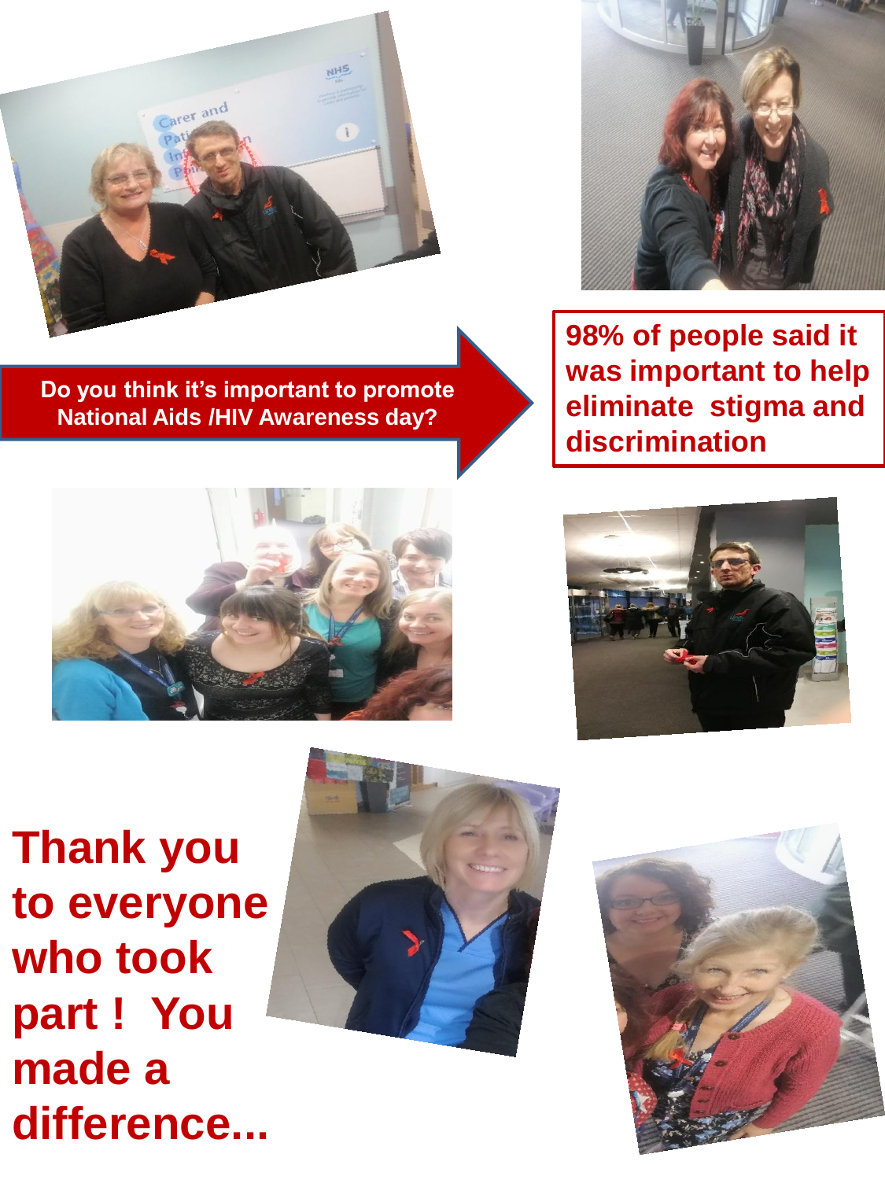Do you think it's important to promote National Aids /HIV Awareness day?

**98% of people said it was important to help eliminate stigma and discrimination**

# Thank you to everyone who took part ! You made a difference...